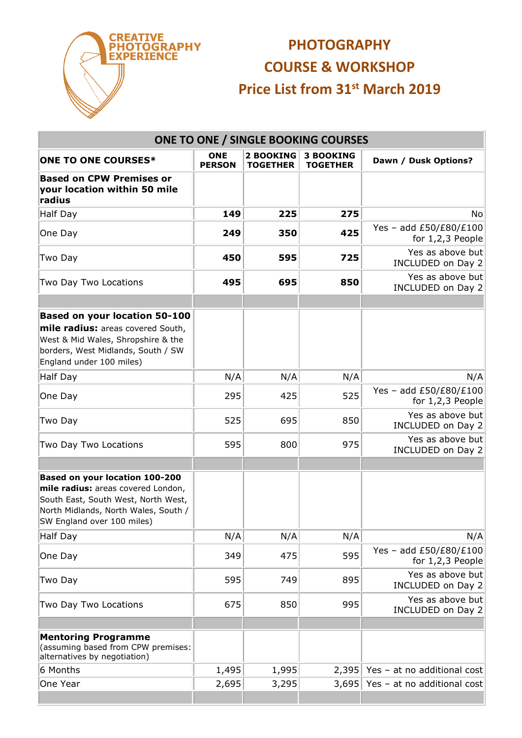CREATIVE PHOTOGRAPHY EXPERIENCE

# PHOTOGRAPHY COURSE & WORKSHOP

## Price List from 31st March 2019

| ONE TO ONE / SINGLE BOOKING COURSES | | | | |
|---|---|---|---|---|
| **ONE TO ONE COURSES*** | **ONE PERSON** | **2 BOOKING TOGETHER** | **3 BOOKING TOGETHER** | **Dawn / Dusk Options?** |
| **Based on CPW Premises or your location within 50 mile radius** | | | | |
| Half Day | **149** | **225** | **275** | No |
| One Day | **249** | **350** | **425** | Yes – add £50/£80/£100 for 1,2,3 People |
| Two Day | **450** | **595** | **725** | Yes as above but INCLUDED on Day 2 |
| Two Day Two Locations | **495** | **695** | **850** | Yes as above but INCLUDED on Day 2 |
| | | | | |
| **Based on your location 50-100 mile radius:** areas covered South, West & Mid Wales, Shropshire & the borders, West Midlands, South / SW England under 100 miles) | | | | |
| Half Day | N/A | N/A | N/A | N/A |
| One Day | 295 | 425 | 525 | Yes – add £50/£80/£100 for 1,2,3 People |
| Two Day | 525 | 695 | 850 | Yes as above but INCLUDED on Day 2 |
| Two Day Two Locations | 595 | 800 | 975 | Yes as above but INCLUDED on Day 2 |
| | | | | |
| **Based on your location 100-200 mile radius:** areas covered London, South East, South West, North West, North Midlands, North Wales, South / SW England over 100 miles) | | | | |
| Half Day | N/A | N/A | N/A | N/A |
| One Day | 349 | 475 | 595 | Yes – add £50/£80/£100 for 1,2,3 People |
| Two Day | 595 | 749 | 895 | Yes as above but INCLUDED on Day 2 |
| Two Day Two Locations | 675 | 850 | 995 | Yes as above but INCLUDED on Day 2 |
| | | | | |
| **Mentoring Programme** (assuming based from CPW premises: alternatives by negotiation) | | | | |
| 6 Months | 1,495 | 1,995 | 2,395 | Yes – at no additional cost |
| One Year | 2,695 | 3,295 | 3,695 | Yes – at no additional cost |
| | | | | |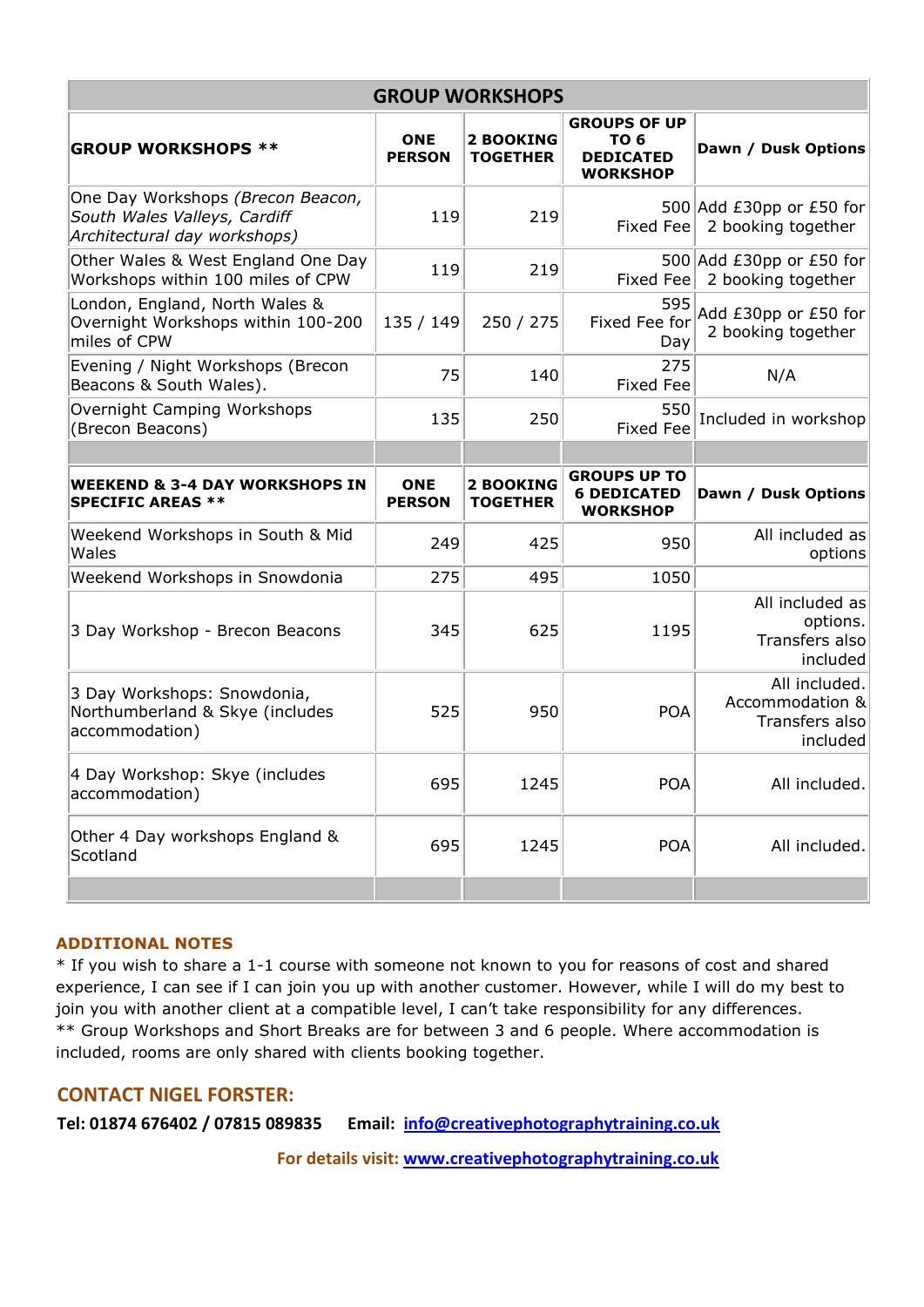| GROUP WORKSHOPS | | | | |
|---|---|---|---|---|
| **GROUP WORKSHOPS \*\*** | **ONE PERSON** | **2 BOOKING TOGETHER** | **GROUPS OF UP TO 6 DEDICATED WORKSHOP** | **Dawn / Dusk Options** |
| One Day Workshops *(Brecon Beacon, South Wales Valleys, Cardiff Architectural day workshops)* | 119 | 219 | 500 Fixed Fee | Add £30pp or £50 for 2 booking together |
| Other Wales & West England One Day Workshops within 100 miles of CPW | 119 | 219 | 500 Fixed Fee | Add £30pp or £50 for 2 booking together |
| London, England, North Wales & Overnight Workshops within 100-200 miles of CPW | 135 / 149 | 250 / 275 | 595 Fixed Fee for Day | Add £30pp or £50 for 2 booking together |
| Evening / Night Workshops (Brecon Beacons & South Wales). | 75 | 140 | 275 Fixed Fee | N/A |
| Overnight Camping Workshops (Brecon Beacons) | 135 | 250 | 550 Fixed Fee | Included in workshop |
| | | | | |
| **WEEKEND & 3-4 DAY WORKSHOPS IN SPECIFIC AREAS \*\*** | **ONE PERSON** | **2 BOOKING TOGETHER** | **GROUPS UP TO 6 DEDICATED WORKSHOP** | **Dawn / Dusk Options** |
| Weekend Workshops in South & Mid Wales | 249 | 425 | 950 | All included as options |
| Weekend Workshops in Snowdonia | 275 | 495 | 1050 | |
| 3 Day Workshop - Brecon Beacons | 345 | 625 | 1195 | All included as options. Transfers also included |
| 3 Day Workshops: Snowdonia, Northumberland & Skye (includes accommodation) | 525 | 950 | POA | All included. Accommodation & Transfers also included |
| 4 Day Workshop: Skye (includes accommodation) | 695 | 1245 | POA | All included. |
| Other 4 Day workshops England & Scotland | 695 | 1245 | POA | All included. |

## ADDITIONAL NOTES

* If you wish to share a 1-1 course with someone not known to you for reasons of cost and shared experience, I can see if I can join you up with another customer. However, while I will do my best to join you with another client at a compatible level, I can't take responsibility for any differences.

** Group Workshops and Short Breaks are for between 3 and 6 people. Where accommodation is included, rooms are only shared with clients booking together.

## CONTACT NIGEL FORSTER:

**Tel: 01874 676402 / 07815 089835** **Email: info@creativephotographytraining.co.uk**

**For details visit: www.creativephotographytraining.co.uk**